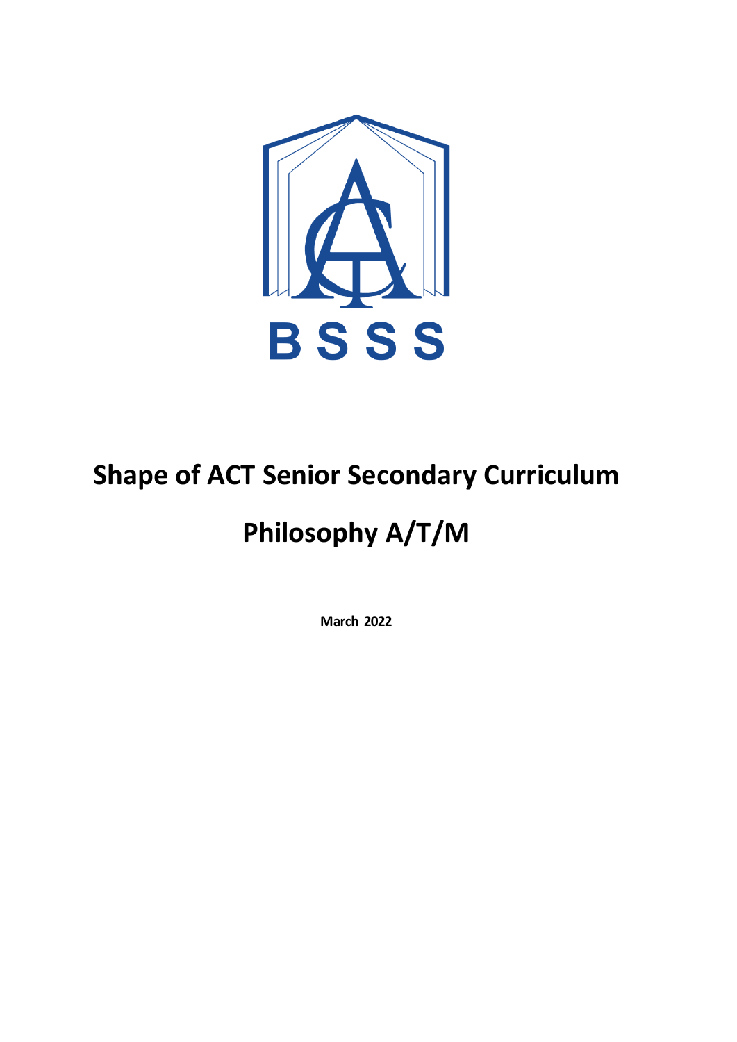BSSS

# Shape of ACT Senior Secondary Curriculum

# Philosophy A/T/M

**March 2022**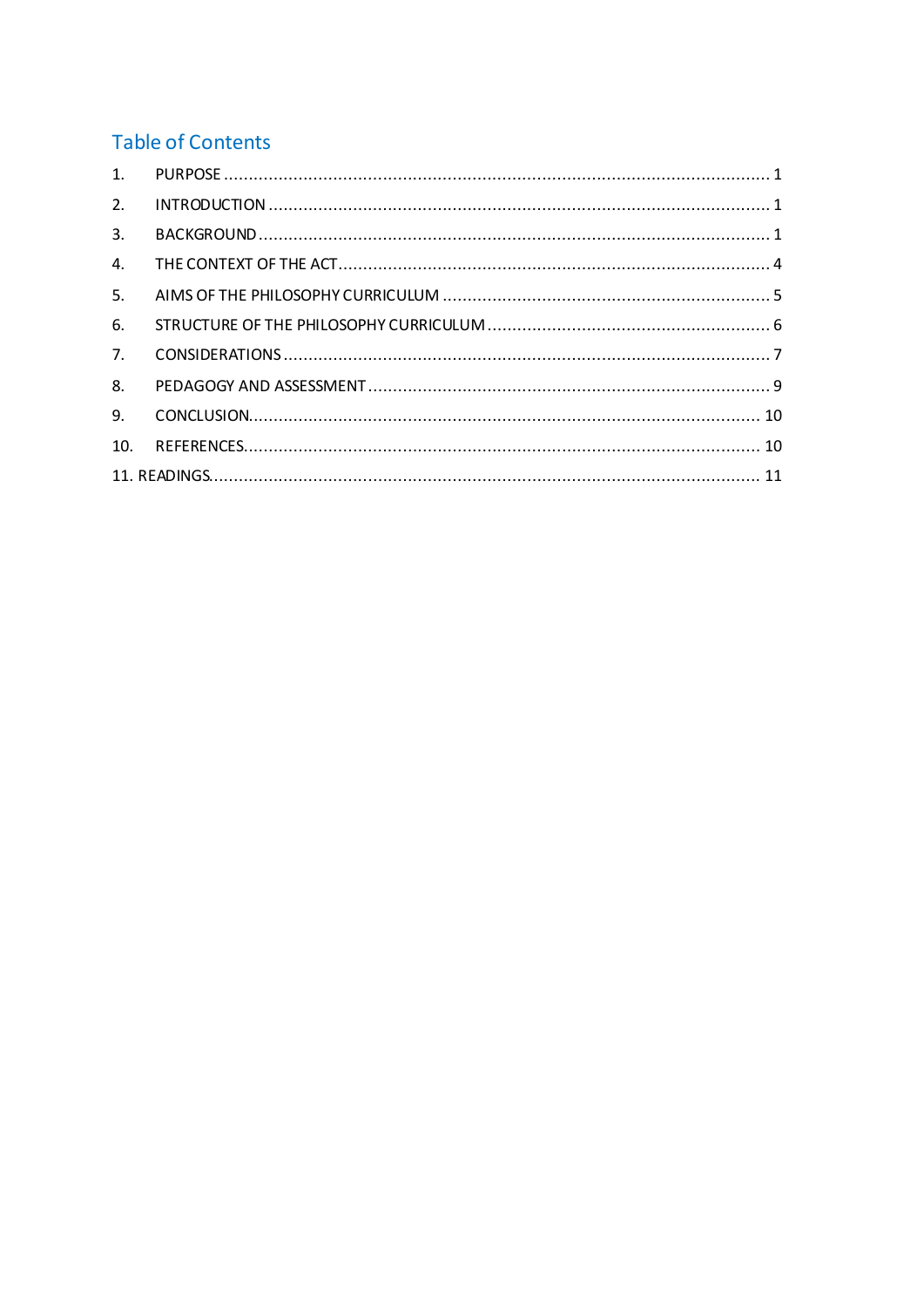## Table of Contents

1. PURPOSE ........................................................................................................... 1
2. INTRODUCTION ................................................................................................. 1
3. BACKGROUND .................................................................................................... 1
4. THE CONTEXT OF THE ACT .................................................................................. 4
5. AIMS OF THE PHILOSOPHY CURRICULUM ............................................................ 5
6. STRUCTURE OF THE PHILOSOPHY CURRICULUM ..................................................... 6
7. CONSIDERATIONS .............................................................................................. 7
8. PEDAGOGY AND ASSESSMENT .............................................................................. 9
9. CONCLUSION ..................................................................................................... 10
10. REFERENCES ...................................................................................................... 10
11. READINGS .......................................................................................................... 11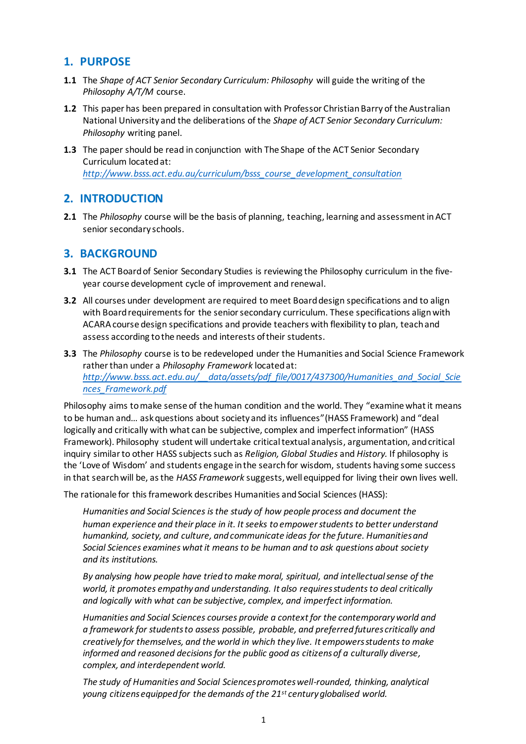## 1. PURPOSE

**1.1** The *Shape of ACT Senior Secondary Curriculum: Philosophy* will guide the writing of the *Philosophy A/T/M* course.

**1.2** This paper has been prepared in consultation with Professor Christian Barry of the Australian National University and the deliberations of the *Shape of ACT Senior Secondary Curriculum: Philosophy* writing panel.

**1.3** The paper should be read in conjunction with The Shape of the ACT Senior Secondary Curriculum located at: *http://www.bsss.act.edu.au/curriculum/bsss_course_development_consultation*

## 2. INTRODUCTION

**2.1** The *Philosophy* course will be the basis of planning, teaching, learning and assessment in ACT senior secondary schools.

## 3. BACKGROUND

**3.1** The ACT Board of Senior Secondary Studies is reviewing the Philosophy curriculum in the five-year course development cycle of improvement and renewal.

**3.2** All courses under development are required to meet Board design specifications and to align with Board requirements for the senior secondary curriculum. These specifications align with ACARA course design specifications and provide teachers with flexibility to plan, teach and assess according to the needs and interests of their students.

**3.3** The *Philosophy* course is to be redeveloped under the Humanities and Social Science Framework rather than under a *Philosophy Framework* located at: *http://www.bsss.act.edu.au/__data/assets/pdf_file/0017/437300/Humanities_and_Social_Sciences_Framework.pdf*

Philosophy aims to make sense of the human condition and the world. They "examine what it means to be human and… ask questions about society and its influences" (HASS Framework) and "deal logically and critically with what can be subjective, complex and imperfect information" (HASS Framework). Philosophy student will undertake critical textual analysis, argumentation, and critical inquiry similar to other HASS subjects such as *Religion, Global Studies* and *History.* If philosophy is the 'Love of Wisdom' and students engage in the search for wisdom, students having some success in that search will be, as the *HASS Framework* suggests, well equipped for living their own lives well.

The rationale for this framework describes Humanities and Social Sciences (HASS):

> *Humanities and Social Sciences is the study of how people process and document the human experience and their place in it. It seeks to empower students to better understand humankind, society, and culture, and communicate ideas for the future. Humanities and Social Sciences examines what it means to be human and to ask questions about society and its institutions.*
>
> *By analysing how people have tried to make moral, spiritual, and intellectual sense of the world, it promotes empathy and understanding. It also requires students to deal critically and logically with what can be subjective, complex, and imperfect information.*
>
> *Humanities and Social Sciences courses provide a context for the contemporary world and a framework for students to assess possible, probable, and preferred futures critically and creatively for themselves, and the world in which they live. It empowers students to make informed and reasoned decisions for the public good as citizens of a culturally diverse, complex, and interdependent world.*
>
> *The study of Humanities and Social Sciences promotes well-rounded, thinking, analytical young citizens equipped for the demands of the 21st century globalised world.*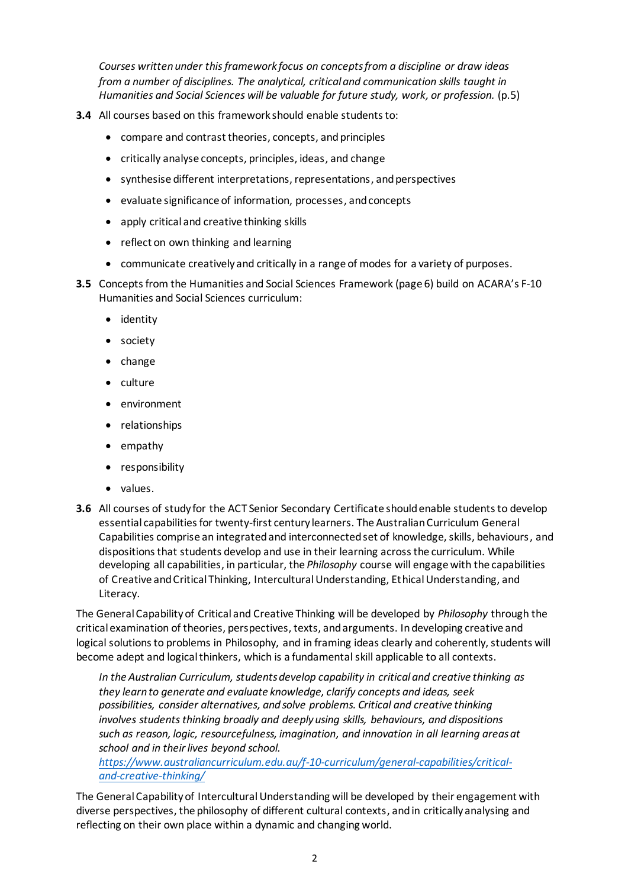*Courses written under this framework focus on concepts from a discipline or draw ideas from a number of disciplines. The analytical, critical and communication skills taught in Humanities and Social Sciences will be valuable for future study, work, or profession.* (p.5)

**3.4** All courses based on this framework should enable students to:

- compare and contrast theories, concepts, and principles
- critically analyse concepts, principles, ideas, and change
- synthesise different interpretations, representations, and perspectives
- evaluate significance of information, processes, and concepts
- apply critical and creative thinking skills
- reflect on own thinking and learning
- communicate creatively and critically in a range of modes for a variety of purposes.

**3.5** Concepts from the Humanities and Social Sciences Framework (page 6) build on ACARA's F-10 Humanities and Social Sciences curriculum:

- identity
- society
- change
- culture
- environment
- relationships
- empathy
- responsibility
- values.

**3.6** All courses of study for the ACT Senior Secondary Certificate should enable students to develop essential capabilities for twenty-first century learners. The Australian Curriculum General Capabilities comprise an integrated and interconnected set of knowledge, skills, behaviours, and dispositions that students develop and use in their learning across the curriculum. While developing all capabilities, in particular, the *Philosophy* course will engage with the capabilities of Creative and Critical Thinking, Intercultural Understanding, Ethical Understanding, and Literacy.

The General Capability of Critical and Creative Thinking will be developed by *Philosophy* through the critical examination of theories, perspectives, texts, and arguments. In developing creative and logical solutions to problems in Philosophy, and in framing ideas clearly and coherently, students will become adept and logical thinkers, which is a fundamental skill applicable to all contexts.

*In the Australian Curriculum, students develop capability in critical and creative thinking as they learn to generate and evaluate knowledge, clarify concepts and ideas, seek possibilities, consider alternatives, and solve problems. Critical and creative thinking involves students thinking broadly and deeply using skills, behaviours, and dispositions such as reason, logic, resourcefulness, imagination, and innovation in all learning areas at school and in their lives beyond school.*
*https://www.australiancurriculum.edu.au/f-10-curriculum/general-capabilities/critical-and-creative-thinking/*

The General Capability of Intercultural Understanding will be developed by their engagement with diverse perspectives, the philosophy of different cultural contexts, and in critically analysing and reflecting on their own place within a dynamic and changing world.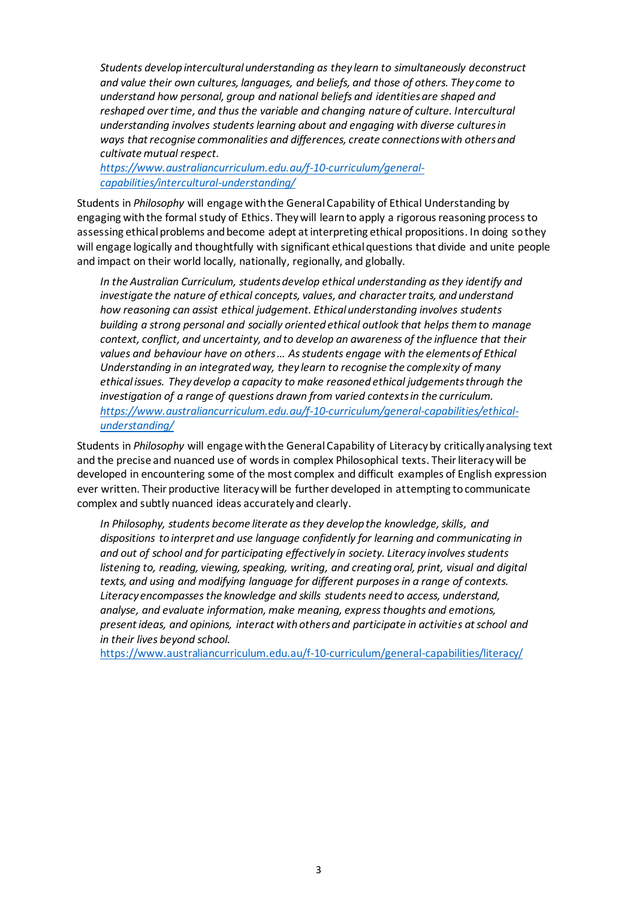> *Students develop intercultural understanding as they learn to simultaneously deconstruct and value their own cultures, languages, and beliefs, and those of others. They come to understand how personal, group and national beliefs and identities are shaped and reshaped over time, and thus the variable and changing nature of culture. Intercultural understanding involves students learning about and engaging with diverse cultures in ways that recognise commonalities and differences, create connections with others and cultivate mutual respect.*
> *https://www.australiancurriculum.edu.au/f-10-curriculum/general-capabilities/intercultural-understanding/*

Students in *Philosophy* will engage with the General Capability of Ethical Understanding by engaging with the formal study of Ethics. They will learn to apply a rigorous reasoning process to assessing ethical problems and become adept at interpreting ethical propositions. In doing so they will engage logically and thoughtfully with significant ethical questions that divide and unite people and impact on their world locally, nationally, regionally, and globally.

> *In the Australian Curriculum, students develop ethical understanding as they identify and investigate the nature of ethical concepts, values, and character traits, and understand how reasoning can assist ethical judgement. Ethical understanding involves students building a strong personal and socially oriented ethical outlook that helps them to manage context, conflict, and uncertainty, and to develop an awareness of the influence that their values and behaviour have on others… As students engage with the elements of Ethical Understanding in an integrated way, they learn to recognise the complexity of many ethical issues. They develop a capacity to make reasoned ethical judgements through the investigation of a range of questions drawn from varied contexts in the curriculum.*
> *https://www.australiancurriculum.edu.au/f-10-curriculum/general-capabilities/ethical-understanding/*

Students in *Philosophy* will engage with the General Capability of Literacy by critically analysing text and the precise and nuanced use of words in complex Philosophical texts. Their literacy will be developed in encountering some of the most complex and difficult examples of English expression ever written. Their productive literacy will be further developed in attempting to communicate complex and subtly nuanced ideas accurately and clearly.

> *In Philosophy, students become literate as they develop the knowledge, skills, and dispositions to interpret and use language confidently for learning and communicating in and out of school and for participating effectively in society. Literacy involves students listening to, reading, viewing, speaking, writing, and creating oral, print, visual and digital texts, and using and modifying language for different purposes in a range of contexts. Literacy encompasses the knowledge and skills students need to access, understand, analyse, and evaluate information, make meaning, express thoughts and emotions, present ideas, and opinions, interact with others and participate in activities at school and in their lives beyond school.*
> https://www.australiancurriculum.edu.au/f-10-curriculum/general-capabilities/literacy/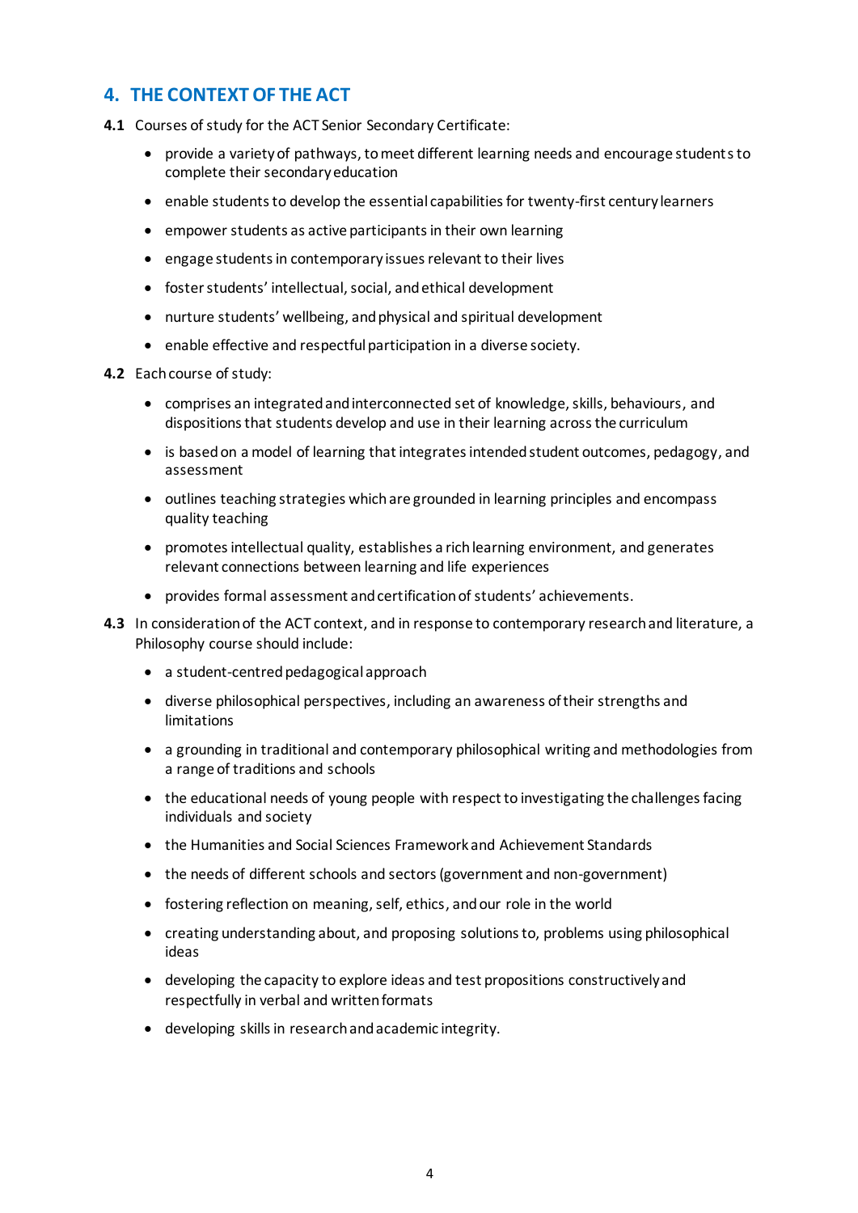## 4. THE CONTEXT OF THE ACT

**4.1** Courses of study for the ACT Senior Secondary Certificate:

- provide a variety of pathways, to meet different learning needs and encourage students to complete their secondary education
- enable students to develop the essential capabilities for twenty-first century learners
- empower students as active participants in their own learning
- engage students in contemporary issues relevant to their lives
- foster students' intellectual, social, and ethical development
- nurture students' wellbeing, and physical and spiritual development
- enable effective and respectful participation in a diverse society.

**4.2** Each course of study:

- comprises an integrated and interconnected set of knowledge, skills, behaviours, and dispositions that students develop and use in their learning across the curriculum
- is based on a model of learning that integrates intended student outcomes, pedagogy, and assessment
- outlines teaching strategies which are grounded in learning principles and encompass quality teaching
- promotes intellectual quality, establishes a rich learning environment, and generates relevant connections between learning and life experiences
- provides formal assessment and certification of students' achievements.

**4.3** In consideration of the ACT context, and in response to contemporary research and literature, a Philosophy course should include:

- a student-centred pedagogical approach
- diverse philosophical perspectives, including an awareness of their strengths and limitations
- a grounding in traditional and contemporary philosophical writing and methodologies from a range of traditions and schools
- the educational needs of young people with respect to investigating the challenges facing individuals and society
- the Humanities and Social Sciences Framework and Achievement Standards
- the needs of different schools and sectors (government and non-government)
- fostering reflection on meaning, self, ethics, and our role in the world
- creating understanding about, and proposing solutions to, problems using philosophical ideas
- developing the capacity to explore ideas and test propositions constructively and respectfully in verbal and written formats
- developing skills in research and academic integrity.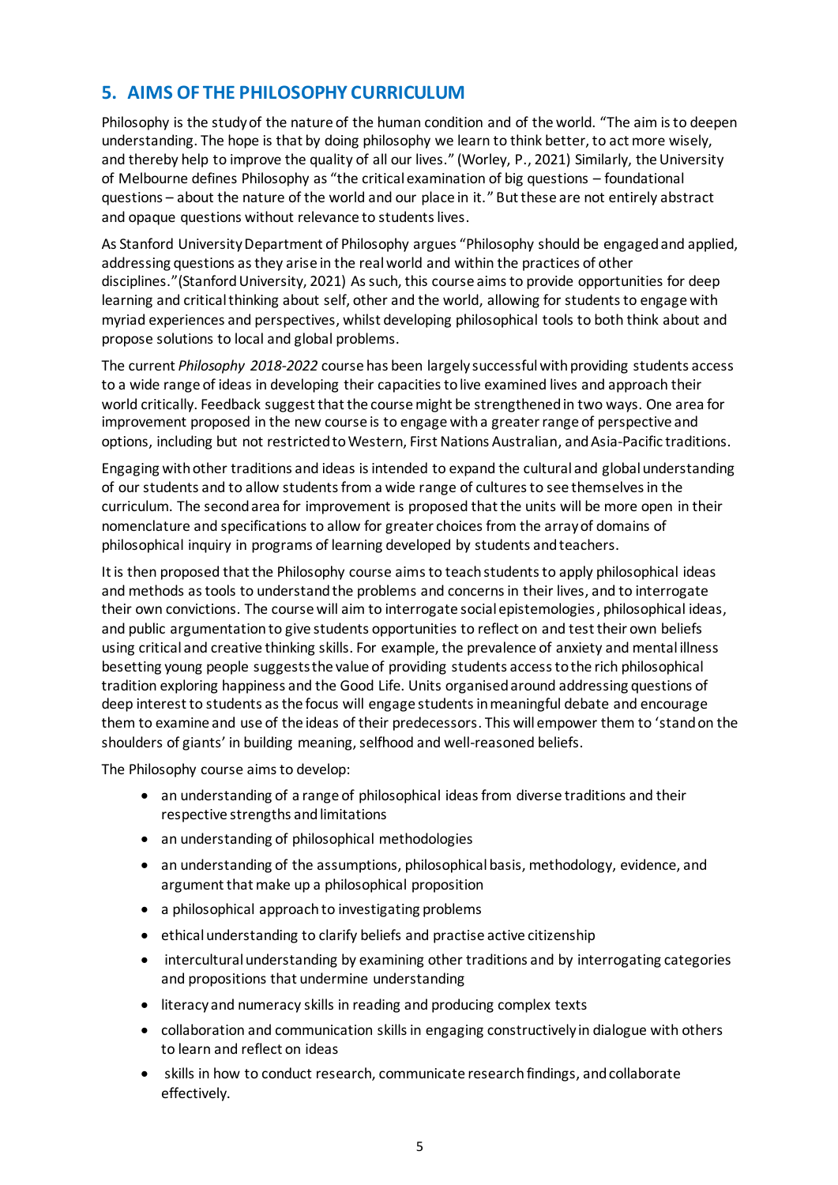## 5. AIMS OF THE PHILOSOPHY CURRICULUM

Philosophy is the study of the nature of the human condition and of the world. "The aim is to deepen understanding. The hope is that by doing philosophy we learn to think better, to act more wisely, and thereby help to improve the quality of all our lives." (Worley, P., 2021) Similarly, the University of Melbourne defines Philosophy as "the critical examination of big questions – foundational questions – about the nature of the world and our place in it." But these are not entirely abstract and opaque questions without relevance to students lives.

As Stanford University Department of Philosophy argues "Philosophy should be engaged and applied, addressing questions as they arise in the real world and within the practices of other disciplines."(Stanford University, 2021) As such, this course aims to provide opportunities for deep learning and critical thinking about self, other and the world, allowing for students to engage with myriad experiences and perspectives, whilst developing philosophical tools to both think about and propose solutions to local and global problems.

The current *Philosophy 2018-2022* course has been largely successful with providing students access to a wide range of ideas in developing their capacities to live examined lives and approach their world critically. Feedback suggest that the course might be strengthened in two ways. One area for improvement proposed in the new course is to engage with a greater range of perspective and options, including but not restricted to Western, First Nations Australian, and Asia-Pacific traditions.

Engaging with other traditions and ideas is intended to expand the cultural and global understanding of our students and to allow students from a wide range of cultures to see themselves in the curriculum. The second area for improvement is proposed that the units will be more open in their nomenclature and specifications to allow for greater choices from the array of domains of philosophical inquiry in programs of learning developed by students and teachers.

It is then proposed that the Philosophy course aims to teach students to apply philosophical ideas and methods as tools to understand the problems and concerns in their lives, and to interrogate their own convictions. The course will aim to interrogate social epistemologies, philosophical ideas, and public argumentation to give students opportunities to reflect on and test their own beliefs using critical and creative thinking skills. For example, the prevalence of anxiety and mental illness besetting young people suggests the value of providing students access to the rich philosophical tradition exploring happiness and the Good Life. Units organised around addressing questions of deep interest to students as the focus will engage students in meaningful debate and encourage them to examine and use of the ideas of their predecessors. This will empower them to 'stand on the shoulders of giants' in building meaning, selfhood and well-reasoned beliefs.

The Philosophy course aims to develop:

- an understanding of a range of philosophical ideas from diverse traditions and their respective strengths and limitations
- an understanding of philosophical methodologies
- an understanding of the assumptions, philosophical basis, methodology, evidence, and argument that make up a philosophical proposition
- a philosophical approach to investigating problems
- ethical understanding to clarify beliefs and practise active citizenship
- intercultural understanding by examining other traditions and by interrogating categories and propositions that undermine understanding
- literacy and numeracy skills in reading and producing complex texts
- collaboration and communication skills in engaging constructively in dialogue with others to learn and reflect on ideas
- skills in how to conduct research, communicate research findings, and collaborate effectively.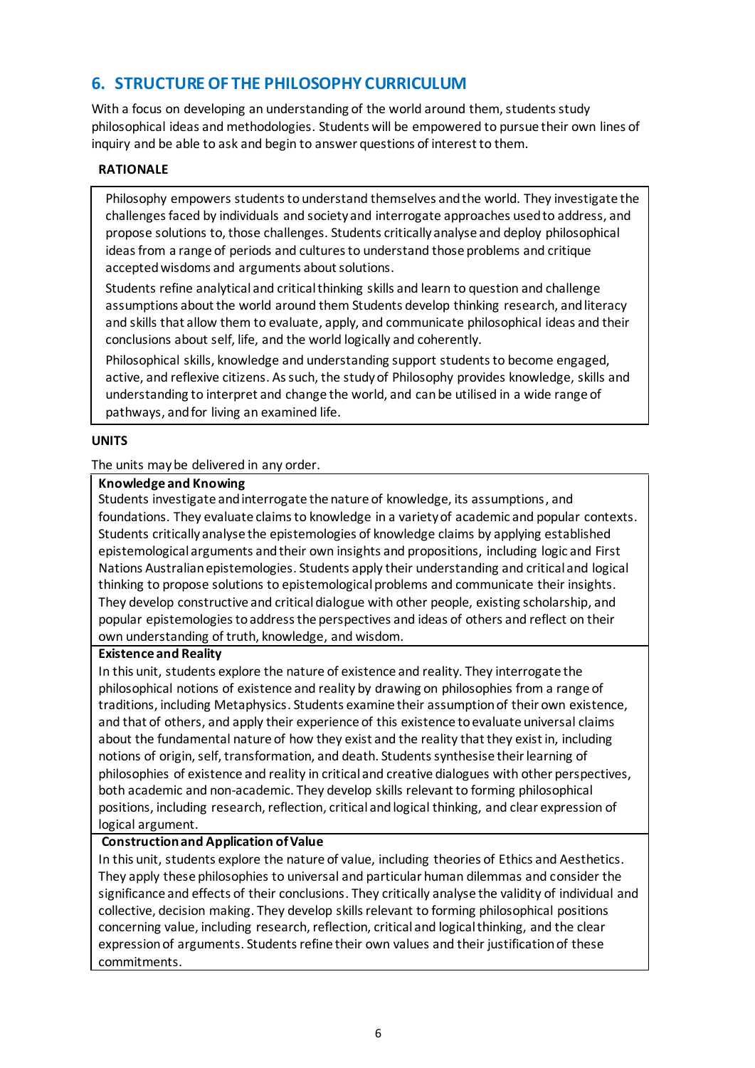## 6. STRUCTURE OF THE PHILOSOPHY CURRICULUM

With a focus on developing an understanding of the world around them, students study philosophical ideas and methodologies. Students will be empowered to pursue their own lines of inquiry and be able to ask and begin to answer questions of interest to them.

**RATIONALE**

Philosophy empowers students to understand themselves and the world. They investigate the challenges faced by individuals and society and interrogate approaches used to address, and propose solutions to, those challenges. Students critically analyse and deploy philosophical ideas from a range of periods and cultures to understand those problems and critique accepted wisdoms and arguments about solutions.

Students refine analytical and critical thinking skills and learn to question and challenge assumptions about the world around them Students develop thinking research, and literacy and skills that allow them to evaluate, apply, and communicate philosophical ideas and their conclusions about self, life, and the world logically and coherently.

Philosophical skills, knowledge and understanding support students to become engaged, active, and reflexive citizens. As such, the study of Philosophy provides knowledge, skills and understanding to interpret and change the world, and can be utilised in a wide range of pathways, and for living an examined life.

**UNITS**

The units may be delivered in any order.

**Knowledge and Knowing**

Students investigate and interrogate the nature of knowledge, its assumptions, and foundations. They evaluate claims to knowledge in a variety of academic and popular contexts. Students critically analyse the epistemologies of knowledge claims by applying established epistemological arguments and their own insights and propositions, including logic and First Nations Australian epistemologies. Students apply their understanding and critical and logical thinking to propose solutions to epistemological problems and communicate their insights. They develop constructive and critical dialogue with other people, existing scholarship, and popular epistemologies to address the perspectives and ideas of others and reflect on their own understanding of truth, knowledge, and wisdom.

**Existence and Reality**

In this unit, students explore the nature of existence and reality. They interrogate the philosophical notions of existence and reality by drawing on philosophies from a range of traditions, including Metaphysics. Students examine their assumption of their own existence, and that of others, and apply their experience of this existence to evaluate universal claims about the fundamental nature of how they exist and the reality that they exist in, including notions of origin, self, transformation, and death. Students synthesise their learning of philosophies of existence and reality in critical and creative dialogues with other perspectives, both academic and non-academic. They develop skills relevant to forming philosophical positions, including research, reflection, critical and logical thinking, and clear expression of logical argument.

**Construction and Application of Value**

In this unit, students explore the nature of value, including theories of Ethics and Aesthetics. They apply these philosophies to universal and particular human dilemmas and consider the significance and effects of their conclusions. They critically analyse the validity of individual and collective, decision making. They develop skills relevant to forming philosophical positions concerning value, including research, reflection, critical and logical thinking, and the clear expression of arguments. Students refine their own values and their justification of these commitments.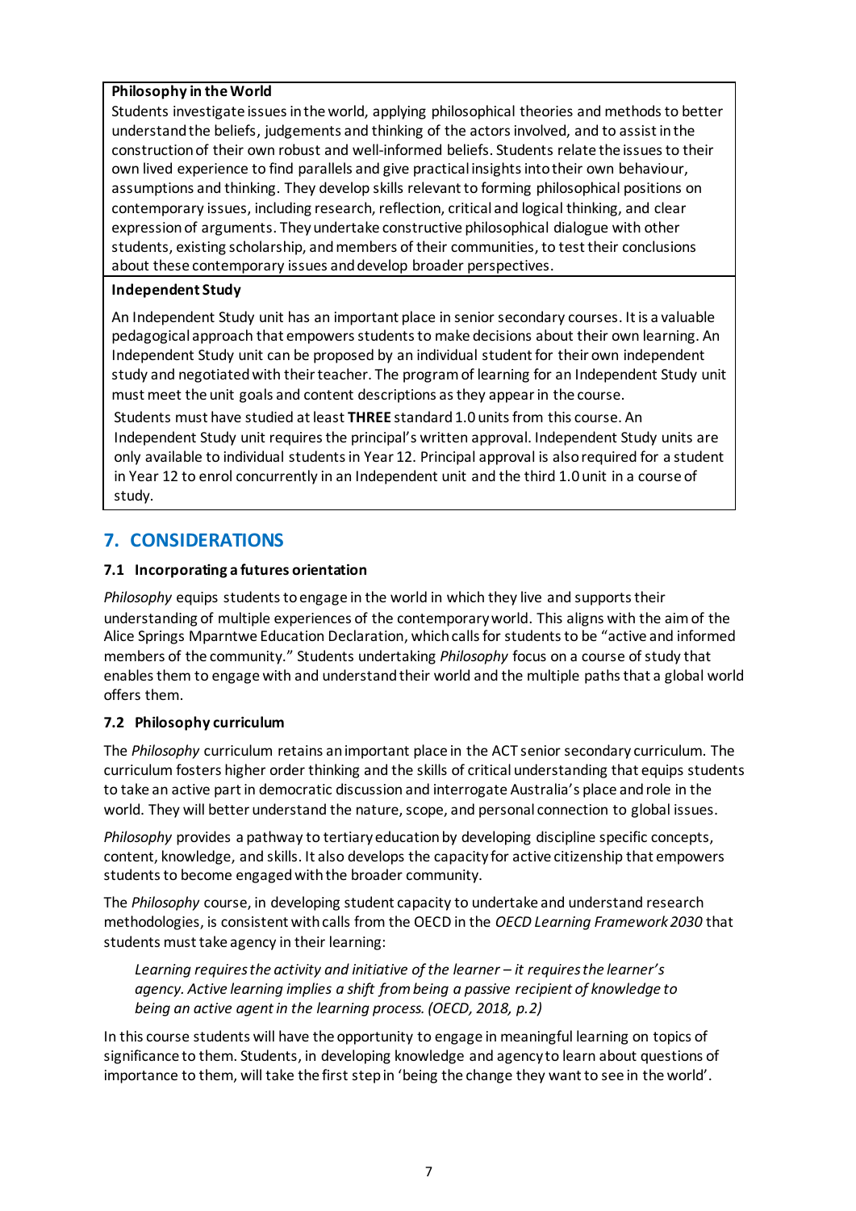**Philosophy in the World**

Students investigate issues in the world, applying philosophical theories and methods to better understand the beliefs, judgements and thinking of the actors involved, and to assist in the construction of their own robust and well-informed beliefs. Students relate the issues to their own lived experience to find parallels and give practical insights into their own behaviour, assumptions and thinking. They develop skills relevant to forming philosophical positions on contemporary issues, including research, reflection, critical and logical thinking, and clear expression of arguments. They undertake constructive philosophical dialogue with other students, existing scholarship, and members of their communities, to test their conclusions about these contemporary issues and develop broader perspectives.

**Independent Study**

An Independent Study unit has an important place in senior secondary courses. It is a valuable pedagogical approach that empowers students to make decisions about their own learning. An Independent Study unit can be proposed by an individual student for their own independent study and negotiated with their teacher. The program of learning for an Independent Study unit must meet the unit goals and content descriptions as they appear in the course.

Students must have studied at least **THREE** standard 1.0 units from this course. An Independent Study unit requires the principal's written approval. Independent Study units are only available to individual students in Year 12. Principal approval is also required for a student in Year 12 to enrol concurrently in an Independent unit and the third 1.0 unit in a course of study.

## 7. CONSIDERATIONS

### 7.1 Incorporating a futures orientation

*Philosophy* equips students to engage in the world in which they live and supports their understanding of multiple experiences of the contemporary world. This aligns with the aim of the Alice Springs Mparntwe Education Declaration, which calls for students to be "active and informed members of the community." Students undertaking *Philosophy* focus on a course of study that enables them to engage with and understand their world and the multiple paths that a global world offers them.

### 7.2 Philosophy curriculum

The *Philosophy* curriculum retains an important place in the ACT senior secondary curriculum. The curriculum fosters higher order thinking and the skills of critical understanding that equips students to take an active part in democratic discussion and interrogate Australia's place and role in the world. They will better understand the nature, scope, and personal connection to global issues.

*Philosophy* provides a pathway to tertiary education by developing discipline specific concepts, content, knowledge, and skills. It also develops the capacity for active citizenship that empowers students to become engaged with the broader community.

The *Philosophy* course, in developing student capacity to undertake and understand research methodologies, is consistent with calls from the OECD in the *OECD Learning Framework 2030* that students must take agency in their learning:

> *Learning requires the activity and initiative of the learner – it requires the learner's agency. Active learning implies a shift from being a passive recipient of knowledge to being an active agent in the learning process. (OECD, 2018, p.2)*

In this course students will have the opportunity to engage in meaningful learning on topics of significance to them. Students, in developing knowledge and agency to learn about questions of importance to them, will take the first step in 'being the change they want to see in the world'.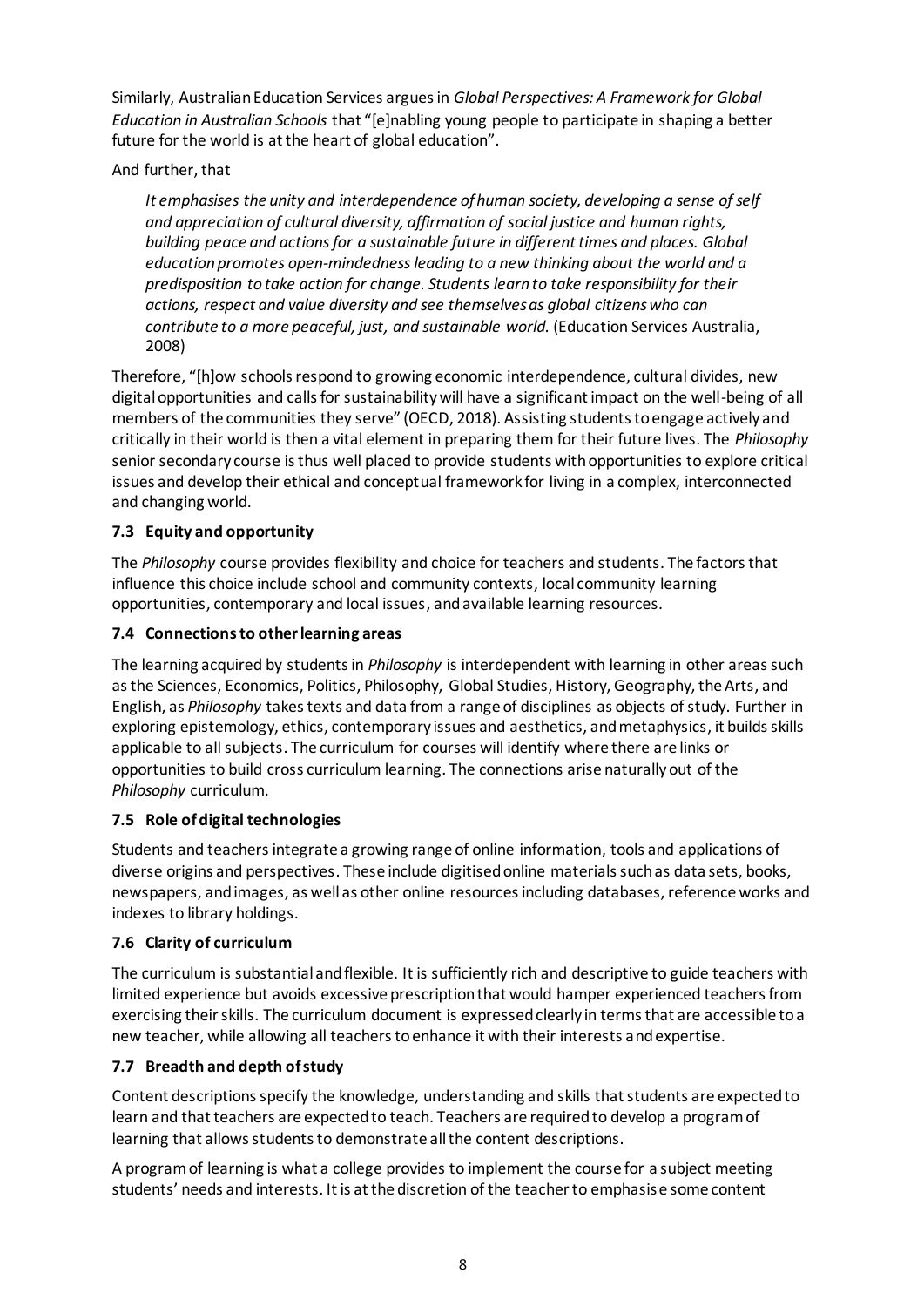Similarly, Australian Education Services argues in *Global Perspectives: A Framework for Global Education in Australian Schools* that "[e]nabling young people to participate in shaping a better future for the world is at the heart of global education".

And further, that

> *It emphasises the unity and interdependence of human society, developing a sense of self and appreciation of cultural diversity, affirmation of social justice and human rights, building peace and actions for a sustainable future in different times and places. Global education promotes open-mindedness leading to a new thinking about the world and a predisposition to take action for change. Students learn to take responsibility for their actions, respect and value diversity and see themselves as global citizens who can contribute to a more peaceful, just, and sustainable world.* (Education Services Australia, 2008)

Therefore, "[h]ow schools respond to growing economic interdependence, cultural divides, new digital opportunities and calls for sustainability will have a significant impact on the well-being of all members of the communities they serve" (OECD, 2018). Assisting students to engage actively and critically in their world is then a vital element in preparing them for their future lives. The *Philosophy* senior secondary course is thus well placed to provide students with opportunities to explore critical issues and develop their ethical and conceptual framework for living in a complex, interconnected and changing world.

### 7.3 Equity and opportunity

The *Philosophy* course provides flexibility and choice for teachers and students. The factors that influence this choice include school and community contexts, local community learning opportunities, contemporary and local issues, and available learning resources.

### 7.4 Connections to other learning areas

The learning acquired by students in *Philosophy* is interdependent with learning in other areas such as the Sciences, Economics, Politics, Philosophy, Global Studies, History, Geography, the Arts, and English, as *Philosophy* takes texts and data from a range of disciplines as objects of study. Further in exploring epistemology, ethics, contemporary issues and aesthetics, and metaphysics, it builds skills applicable to all subjects. The curriculum for courses will identify where there are links or opportunities to build cross curriculum learning. The connections arise naturally out of the *Philosophy* curriculum.

### 7.5 Role of digital technologies

Students and teachers integrate a growing range of online information, tools and applications of diverse origins and perspectives. These include digitised online materials such as data sets, books, newspapers, and images, as well as other online resources including databases, reference works and indexes to library holdings.

### 7.6 Clarity of curriculum

The curriculum is substantial and flexible. It is sufficiently rich and descriptive to guide teachers with limited experience but avoids excessive prescription that would hamper experienced teachers from exercising their skills. The curriculum document is expressed clearly in terms that are accessible to a new teacher, while allowing all teachers to enhance it with their interests and expertise.

### 7.7 Breadth and depth of study

Content descriptions specify the knowledge, understanding and skills that students are expected to learn and that teachers are expected to teach. Teachers are required to develop a program of learning that allows students to demonstrate all the content descriptions.

A program of learning is what a college provides to implement the course for a subject meeting students' needs and interests. It is at the discretion of the teacher to emphasise some content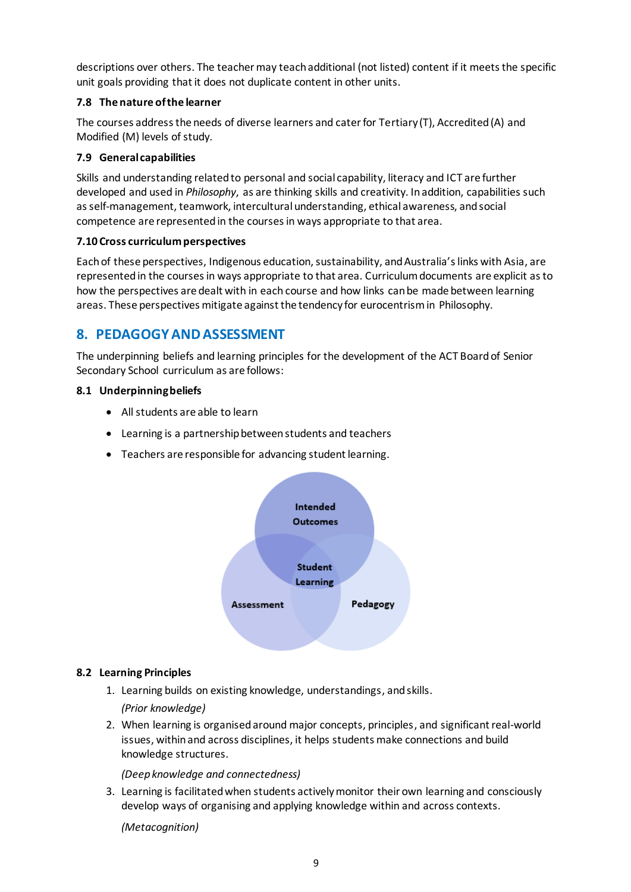descriptions over others. The teacher may teach additional (not listed) content if it meets the specific unit goals providing that it does not duplicate content in other units.

### 7.8 The nature of the learner

The courses address the needs of diverse learners and cater for Tertiary (T), Accredited (A) and Modified (M) levels of study.

### 7.9 General capabilities

Skills and understanding related to personal and social capability, literacy and ICT are further developed and used in *Philosophy*, as are thinking skills and creativity. In addition, capabilities such as self-management, teamwork, intercultural understanding, ethical awareness, and social competence are represented in the courses in ways appropriate to that area.

### 7.10 Cross curriculum perspectives

Each of these perspectives, Indigenous education, sustainability, and Australia's links with Asia, are represented in the courses in ways appropriate to that area. Curriculum documents are explicit as to how the perspectives are dealt with in each course and how links can be made between learning areas. These perspectives mitigate against the tendency for eurocentrism in Philosophy.

## 8. PEDAGOGY AND ASSESSMENT

The underpinning beliefs and learning principles for the development of the ACT Board of Senior Secondary School curriculum as are follows:

### 8.1 Underpinning beliefs

- All students are able to learn
- Learning is a partnership between students and teachers
- Teachers are responsible for advancing student learning.

Intended Outcomes

Student Learning

Assessment

Pedagogy

### 8.2 Learning Principles

1. Learning builds on existing knowledge, understandings, and skills.

   *(Prior knowledge)*

2. When learning is organised around major concepts, principles, and significant real-world issues, within and across disciplines, it helps students make connections and build knowledge structures.

   *(Deep knowledge and connectedness)*

3. Learning is facilitated when students actively monitor their own learning and consciously develop ways of organising and applying knowledge within and across contexts.

   *(Metacognition)*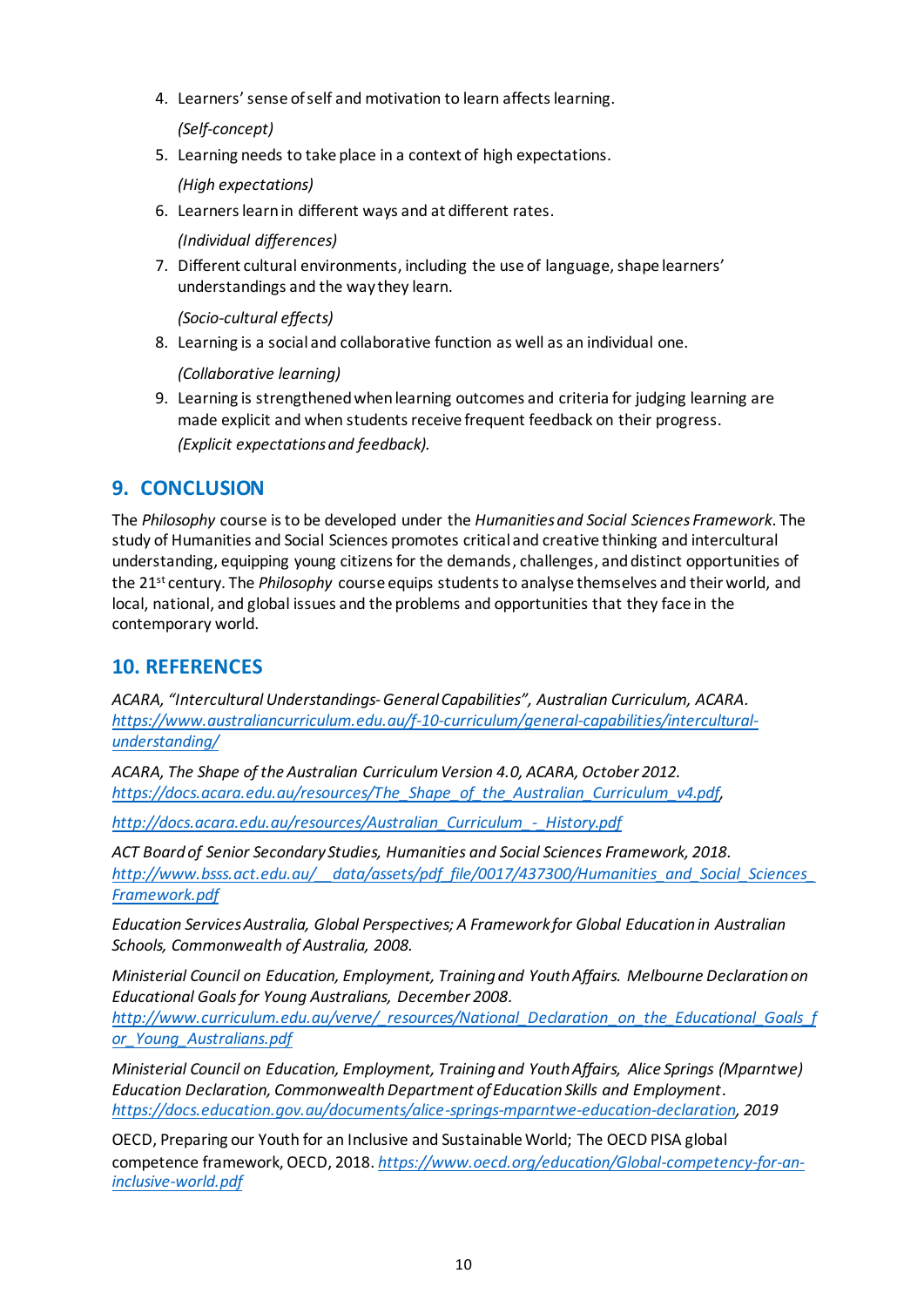4. Learners' sense of self and motivation to learn affects learning.

   *(Self-concept)*

5. Learning needs to take place in a context of high expectations.

   *(High expectations)*

6. Learners learn in different ways and at different rates.

   *(Individual differences)*

7. Different cultural environments, including the use of language, shape learners' understandings and the way they learn.

   *(Socio-cultural effects)*

8. Learning is a social and collaborative function as well as an individual one.

   *(Collaborative learning)*

9. Learning is strengthened when learning outcomes and criteria for judging learning are made explicit and when students receive frequent feedback on their progress.
   *(Explicit expectations and feedback).*

## 9. CONCLUSION

The *Philosophy* course is to be developed under the *Humanities and Social Sciences Framework*. The study of Humanities and Social Sciences promotes critical and creative thinking and intercultural understanding, equipping young citizens for the demands, challenges, and distinct opportunities of the 21st century. The *Philosophy* course equips students to analyse themselves and their world, and local, national, and global issues and the problems and opportunities that they face in the contemporary world.

## 10. REFERENCES

*ACARA, "Intercultural Understandings- General Capabilities", Australian Curriculum, ACARA.* [https://www.australiancurriculum.edu.au/f-10-curriculum/general-capabilities/intercultural-understanding/](https://www.australiancurriculum.edu.au/f-10-curriculum/general-capabilities/intercultural-understanding/)

*ACARA, The Shape of the Australian Curriculum Version 4.0, ACARA, October 2012.* [https://docs.acara.edu.au/resources/The_Shape_of_the_Australian_Curriculum_v4.pdf](https://docs.acara.edu.au/resources/The_Shape_of_the_Australian_Curriculum_v4.pdf),

[http://docs.acara.edu.au/resources/Australian_Curriculum_-_History.pdf](http://docs.acara.edu.au/resources/Australian_Curriculum_-_History.pdf)

*ACT Board of Senior Secondary Studies, Humanities and Social Sciences Framework, 2018.* [http://www.bsss.act.edu.au/__data/assets/pdf_file/0017/437300/Humanities_and_Social_Sciences_Framework.pdf](http://www.bsss.act.edu.au/__data/assets/pdf_file/0017/437300/Humanities_and_Social_Sciences_Framework.pdf)

*Education Services Australia, Global Perspectives; A Framework for Global Education in Australian Schools, Commonwealth of Australia, 2008.*

*Ministerial Council on Education, Employment, Training and Youth Affairs. Melbourne Declaration on Educational Goals for Young Australians, December 2008.* [http://www.curriculum.edu.au/verve/_resources/National_Declaration_on_the_Educational_Goals_for_Young_Australians.pdf](http://www.curriculum.edu.au/verve/_resources/National_Declaration_on_the_Educational_Goals_for_Young_Australians.pdf)

*Ministerial Council on Education, Employment, Training and Youth Affairs, Alice Springs (Mparntwe) Education Declaration, Commonwealth Department of Education Skills and Employment.* [https://docs.education.gov.au/documents/alice-springs-mparntwe-education-declaration](https://docs.education.gov.au/documents/alice-springs-mparntwe-education-declaration), *2019*

OECD, Preparing our Youth for an Inclusive and Sustainable World; The OECD PISA global competence framework, OECD, 2018. [https://www.oecd.org/education/Global-competency-for-an-inclusive-world.pdf](https://www.oecd.org/education/Global-competency-for-an-inclusive-world.pdf)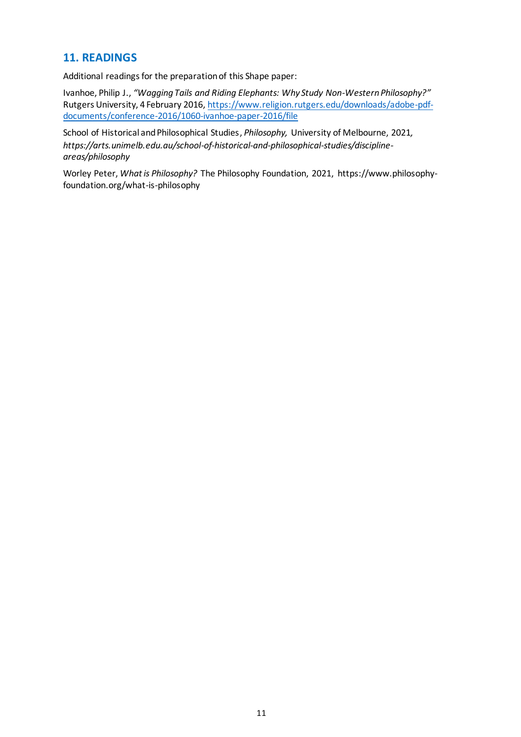## 11. READINGS

Additional readings for the preparation of this Shape paper:

Ivanhoe, Philip J., *"Wagging Tails and Riding Elephants: Why Study Non-Western Philosophy?"* Rutgers University, 4 February 2016, https://www.religion.rutgers.edu/downloads/adobe-pdf-documents/conference-2016/1060-ivanhoe-paper-2016/file

School of Historical and Philosophical Studies, *Philosophy,* University of Melbourne, 2021*, https://arts.unimelb.edu.au/school-of-historical-and-philosophical-studies/discipline-areas/philosophy*

Worley Peter, *What is Philosophy?* The Philosophy Foundation, 2021, https://www.philosophy-foundation.org/what-is-philosophy